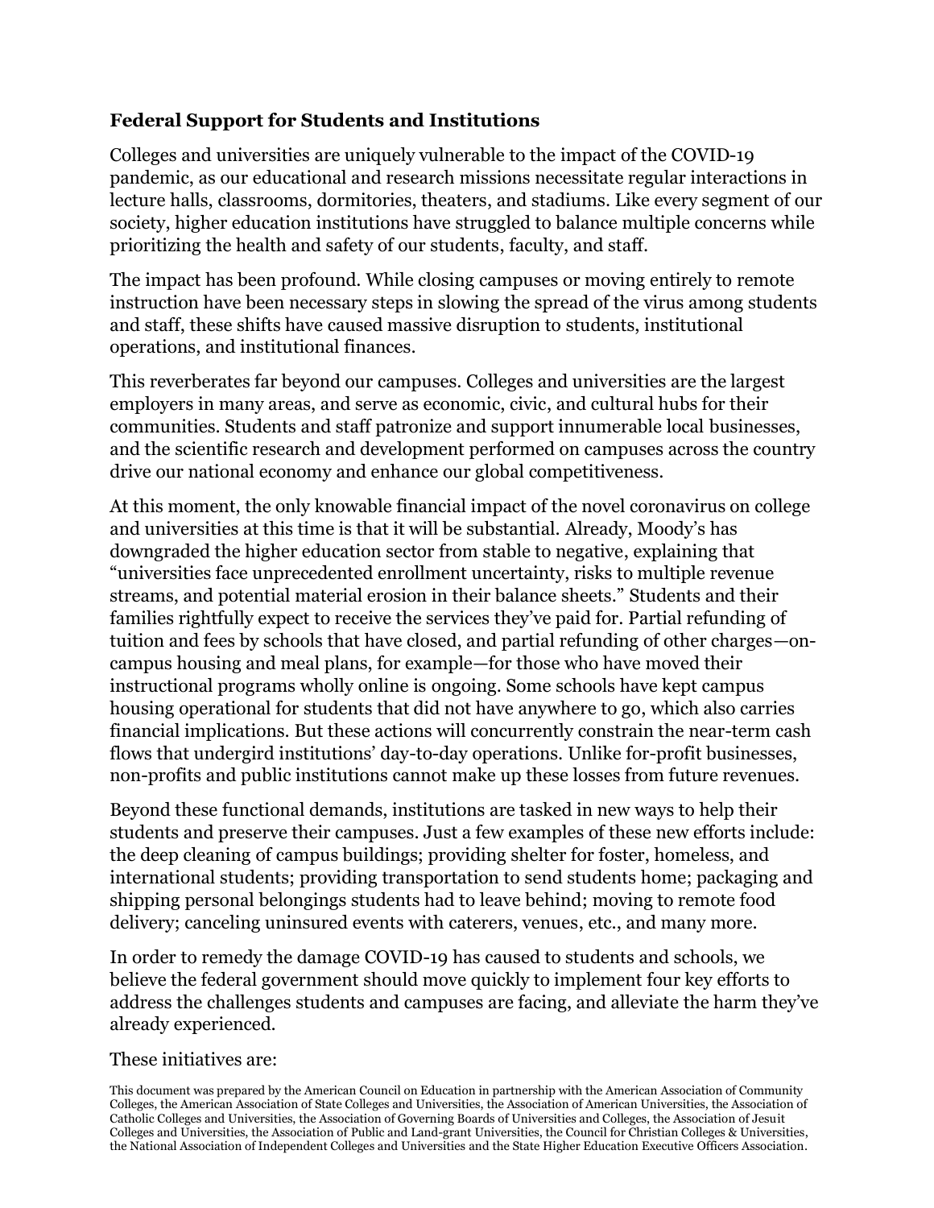**Federal Support for Students and Institutions**

Colleges and universities are uniquely vulnerable to the impact of the COVID-19 pandemic, as our educational and research missions necessitate regular interactions in lecture halls, classrooms, dormitories, theaters, and stadiums. Like every segment of our society, higher education institutions have struggled to balance multiple concerns while prioritizing the health and safety of our students, faculty, and staff.

The impact has been profound. While closing campuses or moving entirely to remote instruction have been necessary steps in slowing the spread of the virus among students and staff, these shifts have caused massive disruption to students, institutional operations, and institutional finances.

This reverberates far beyond our campuses. Colleges and universities are the largest employers in many areas, and serve as economic, civic, and cultural hubs for their communities. Students and staff patronize and support innumerable local businesses, and the scientific research and development performed on campuses across the country drive our national economy and enhance our global competitiveness.

At this moment, the only knowable financial impact of the novel coronavirus on college and universities at this time is that it will be substantial. Already, Moody's has downgraded the higher education sector from stable to negative, explaining that "universities face unprecedented enrollment uncertainty, risks to multiple revenue streams, and potential material erosion in their balance sheets." Students and their families rightfully expect to receive the services they've paid for. Partial refunding of tuition and fees by schools that have closed, and partial refunding of other charges—on-campus housing and meal plans, for example—for those who have moved their instructional programs wholly online is ongoing. Some schools have kept campus housing operational for students that did not have anywhere to go, which also carries financial implications. But these actions will concurrently constrain the near-term cash flows that undergird institutions' day-to-day operations. Unlike for-profit businesses, non-profits and public institutions cannot make up these losses from future revenues.

Beyond these functional demands, institutions are tasked in new ways to help their students and preserve their campuses. Just a few examples of these new efforts include: the deep cleaning of campus buildings; providing shelter for foster, homeless, and international students; providing transportation to send students home; packaging and shipping personal belongings students had to leave behind; moving to remote food delivery; canceling uninsured events with caterers, venues, etc., and many more.

In order to remedy the damage COVID-19 has caused to students and schools, we believe the federal government should move quickly to implement four key efforts to address the challenges students and campuses are facing, and alleviate the harm they've already experienced.

These initiatives are:

This document was prepared by the American Council on Education in partnership with the American Association of Community Colleges, the American Association of State Colleges and Universities, the Association of American Universities, the Association of Catholic Colleges and Universities, the Association of Governing Boards of Universities and Colleges, the Association of Jesuit Colleges and Universities, the Association of Public and Land-grant Universities, the Council for Christian Colleges & Universities, the National Association of Independent Colleges and Universities and the State Higher Education Executive Officers Association.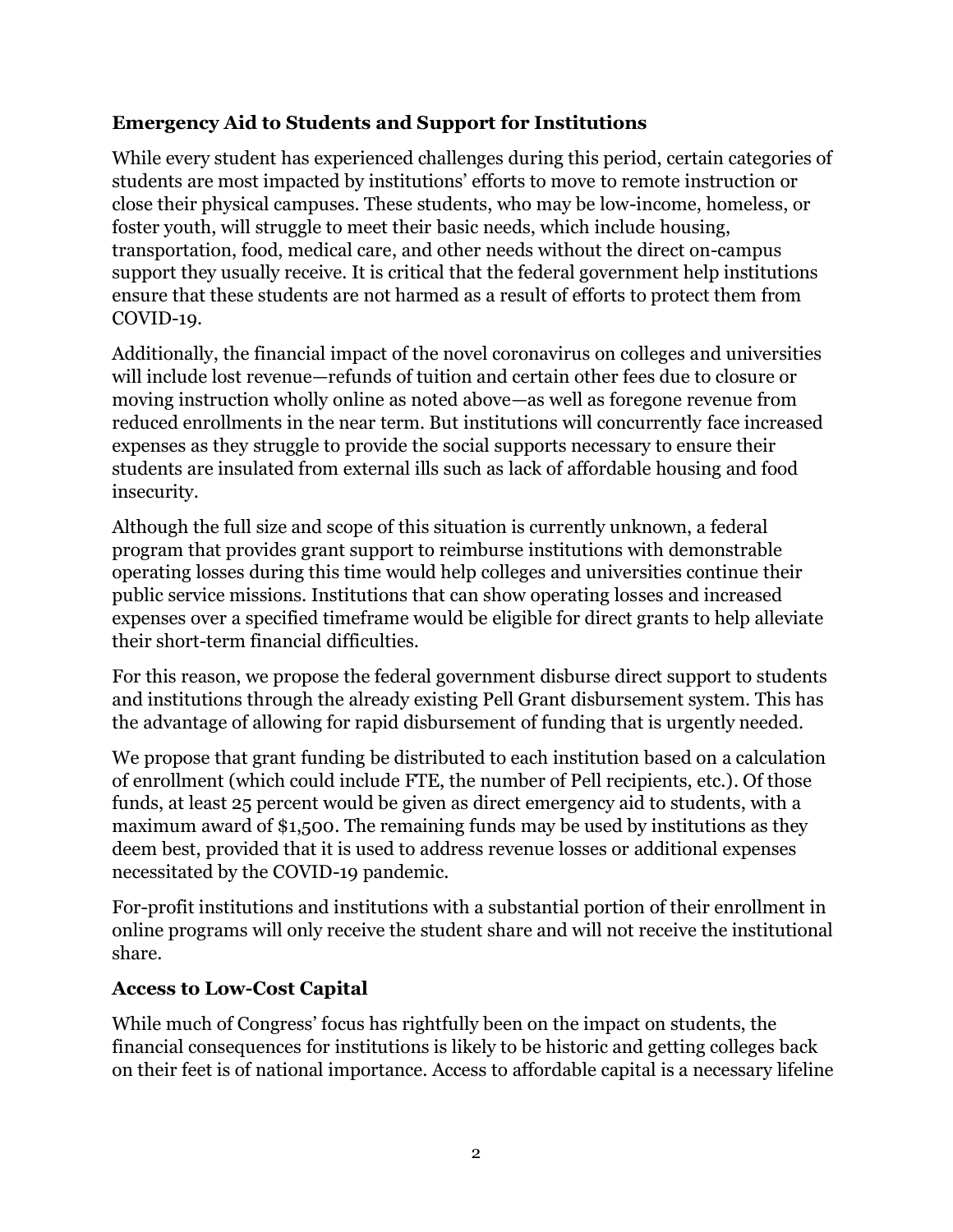### Emergency Aid to Students and Support for Institutions

While every student has experienced challenges during this period, certain categories of students are most impacted by institutions' efforts to move to remote instruction or close their physical campuses. These students, who may be low-income, homeless, or foster youth, will struggle to meet their basic needs, which include housing, transportation, food, medical care, and other needs without the direct on-campus support they usually receive. It is critical that the federal government help institutions ensure that these students are not harmed as a result of efforts to protect them from COVID-19.

Additionally, the financial impact of the novel coronavirus on colleges and universities will include lost revenue—refunds of tuition and certain other fees due to closure or moving instruction wholly online as noted above—as well as foregone revenue from reduced enrollments in the near term. But institutions will concurrently face increased expenses as they struggle to provide the social supports necessary to ensure their students are insulated from external ills such as lack of affordable housing and food insecurity.

Although the full size and scope of this situation is currently unknown, a federal program that provides grant support to reimburse institutions with demonstrable operating losses during this time would help colleges and universities continue their public service missions. Institutions that can show operating losses and increased expenses over a specified timeframe would be eligible for direct grants to help alleviate their short-term financial difficulties.

For this reason, we propose the federal government disburse direct support to students and institutions through the already existing Pell Grant disbursement system. This has the advantage of allowing for rapid disbursement of funding that is urgently needed.

We propose that grant funding be distributed to each institution based on a calculation of enrollment (which could include FTE, the number of Pell recipients, etc.). Of those funds, at least 25 percent would be given as direct emergency aid to students, with a maximum award of $1,500. The remaining funds may be used by institutions as they deem best, provided that it is used to address revenue losses or additional expenses necessitated by the COVID-19 pandemic.

For-profit institutions and institutions with a substantial portion of their enrollment in online programs will only receive the student share and will not receive the institutional share.

### Access to Low-Cost Capital

While much of Congress' focus has rightfully been on the impact on students, the financial consequences for institutions is likely to be historic and getting colleges back on their feet is of national importance. Access to affordable capital is a necessary lifeline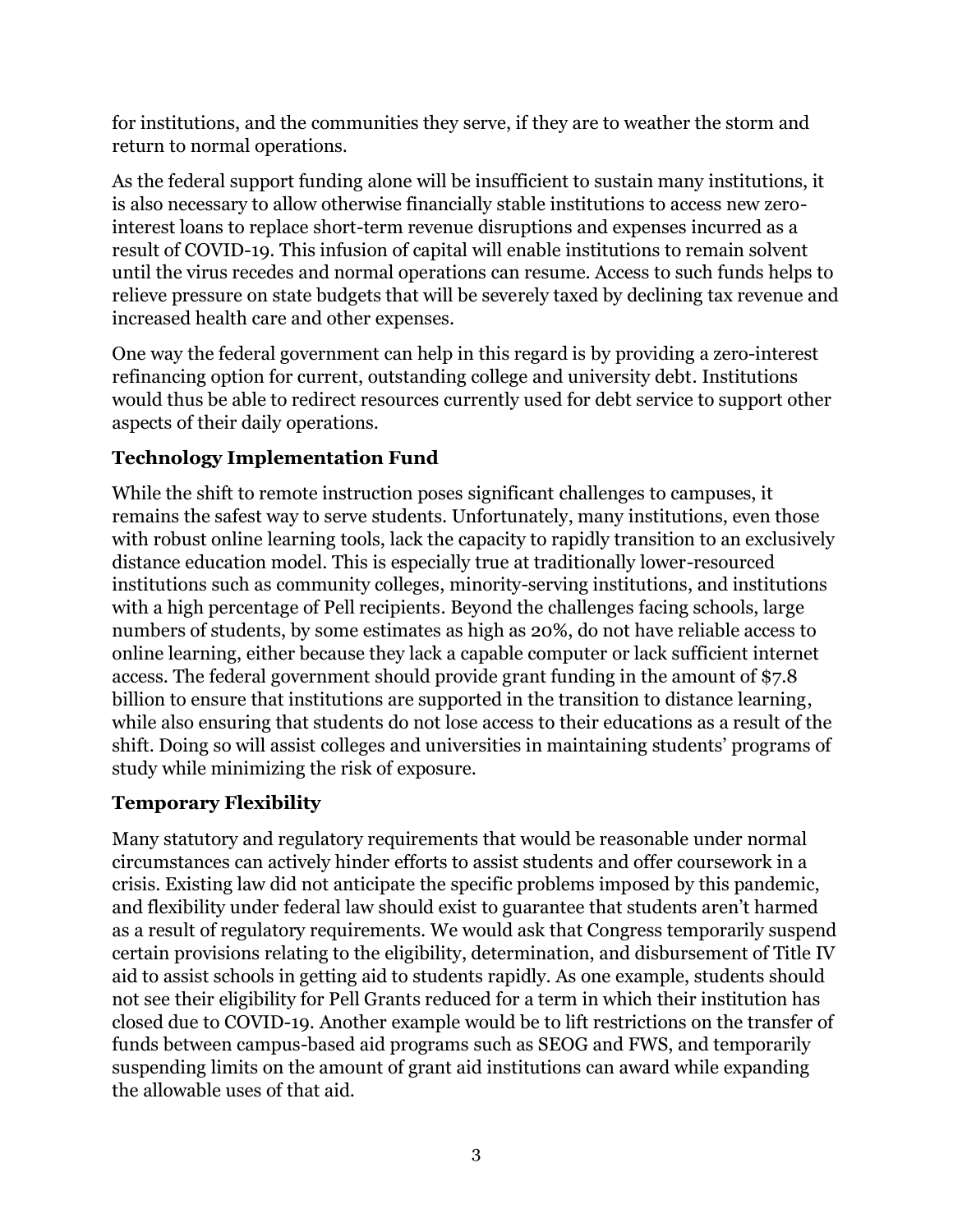for institutions, and the communities they serve, if they are to weather the storm and return to normal operations.

As the federal support funding alone will be insufficient to sustain many institutions, it is also necessary to allow otherwise financially stable institutions to access new zero-interest loans to replace short-term revenue disruptions and expenses incurred as a result of COVID-19. This infusion of capital will enable institutions to remain solvent until the virus recedes and normal operations can resume. Access to such funds helps to relieve pressure on state budgets that will be severely taxed by declining tax revenue and increased health care and other expenses.

One way the federal government can help in this regard is by providing a zero-interest refinancing option for current, outstanding college and university debt. Institutions would thus be able to redirect resources currently used for debt service to support other aspects of their daily operations.

### Technology Implementation Fund

While the shift to remote instruction poses significant challenges to campuses, it remains the safest way to serve students. Unfortunately, many institutions, even those with robust online learning tools, lack the capacity to rapidly transition to an exclusively distance education model. This is especially true at traditionally lower-resourced institutions such as community colleges, minority-serving institutions, and institutions with a high percentage of Pell recipients. Beyond the challenges facing schools, large numbers of students, by some estimates as high as 20%, do not have reliable access to online learning, either because they lack a capable computer or lack sufficient internet access. The federal government should provide grant funding in the amount of $7.8 billion to ensure that institutions are supported in the transition to distance learning, while also ensuring that students do not lose access to their educations as a result of the shift. Doing so will assist colleges and universities in maintaining students' programs of study while minimizing the risk of exposure.

### Temporary Flexibility

Many statutory and regulatory requirements that would be reasonable under normal circumstances can actively hinder efforts to assist students and offer coursework in a crisis. Existing law did not anticipate the specific problems imposed by this pandemic, and flexibility under federal law should exist to guarantee that students aren't harmed as a result of regulatory requirements. We would ask that Congress temporarily suspend certain provisions relating to the eligibility, determination, and disbursement of Title IV aid to assist schools in getting aid to students rapidly. As one example, students should not see their eligibility for Pell Grants reduced for a term in which their institution has closed due to COVID-19. Another example would be to lift restrictions on the transfer of funds between campus-based aid programs such as SEOG and FWS, and temporarily suspending limits on the amount of grant aid institutions can award while expanding the allowable uses of that aid.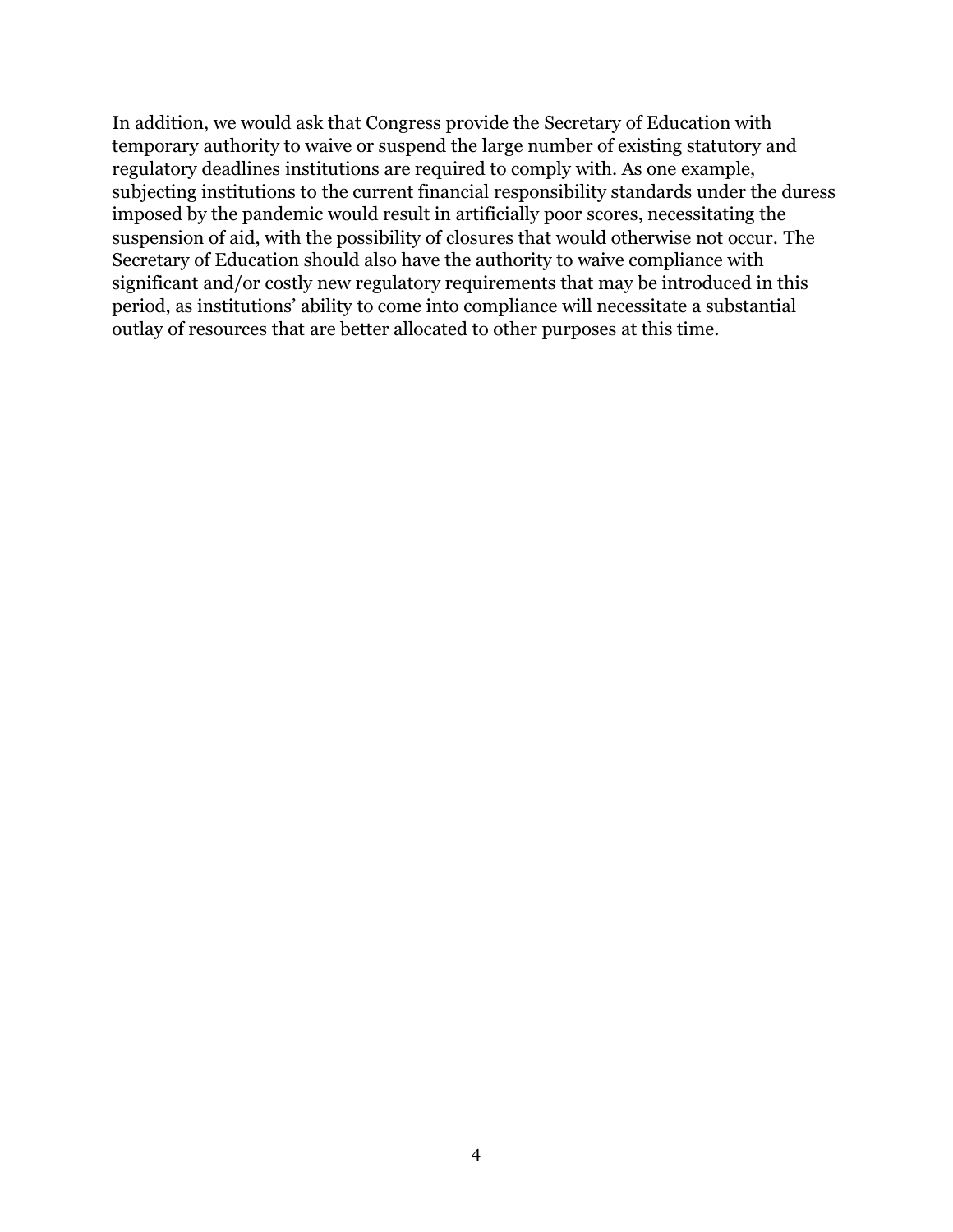In addition, we would ask that Congress provide the Secretary of Education with temporary authority to waive or suspend the large number of existing statutory and regulatory deadlines institutions are required to comply with. As one example, subjecting institutions to the current financial responsibility standards under the duress imposed by the pandemic would result in artificially poor scores, necessitating the suspension of aid, with the possibility of closures that would otherwise not occur. The Secretary of Education should also have the authority to waive compliance with significant and/or costly new regulatory requirements that may be introduced in this period, as institutions' ability to come into compliance will necessitate a substantial outlay of resources that are better allocated to other purposes at this time.